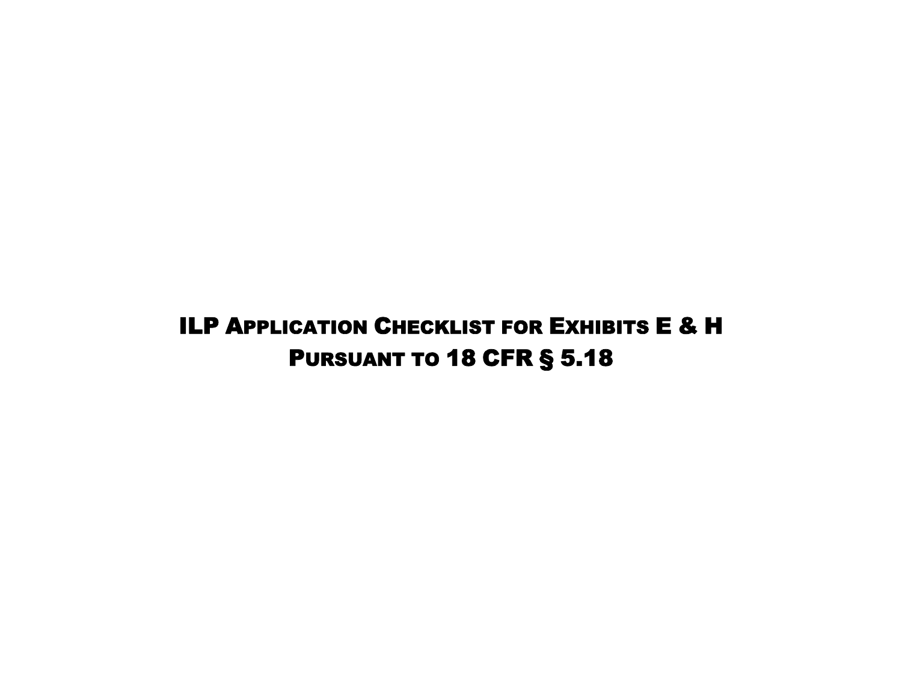# ILP Application Checklist for Exhibits E & H Pursuant to 18 CFR § 5.18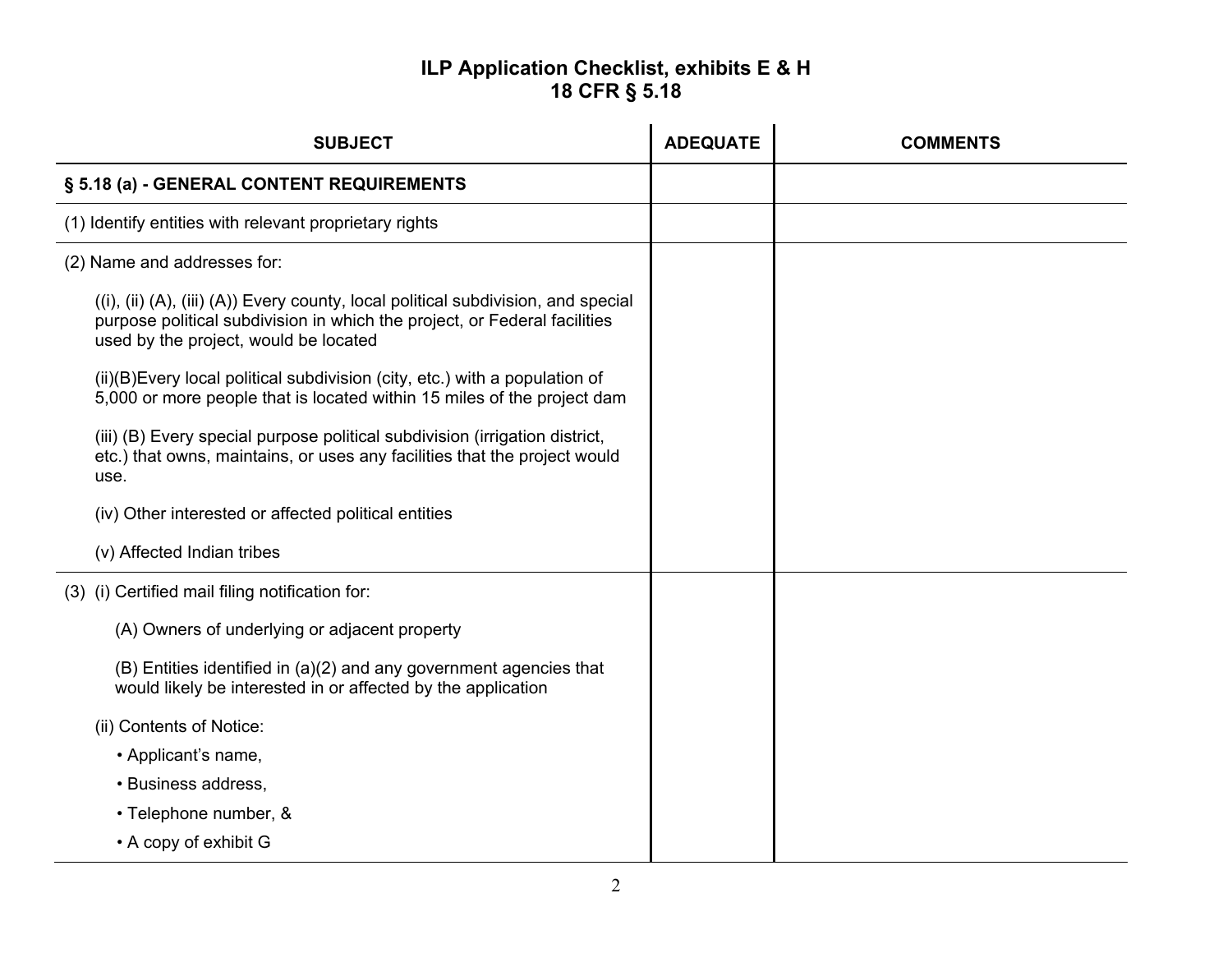# ILP Application Checklist, exhibits E & H
## 18 CFR § 5.18

| SUBJECT | ADEQUATE | COMMENTS |
|---|---|---|
| **§ 5.18 (a) - GENERAL CONTENT REQUIREMENTS** | | |
| (1) Identify entities with relevant proprietary rights | | |
| (2) Name and addresses for:<br><br>((i), (ii) (A), (iii) (A)) Every county, local political subdivision, and special purpose political subdivision in which the project, or Federal facilities used by the project, would be located<br><br>(ii)(B)Every local political subdivision (city, etc.) with a population of 5,000 or more people that is located within 15 miles of the project dam<br><br>(iii) (B) Every special purpose political subdivision (irrigation district, etc.) that owns, maintains, or uses any facilities that the project would use.<br><br>(iv) Other interested or affected political entities<br><br>(v) Affected Indian tribes | | |
| (3) (i) Certified mail filing notification for:<br><br>(A) Owners of underlying or adjacent property<br><br>(B) Entities identified in (a)(2) and any government agencies that would likely be interested in or affected by the application<br><br>(ii) Contents of Notice:<br>• Applicant's name,<br>• Business address,<br>• Telephone number, &<br>• A copy of exhibit G | | |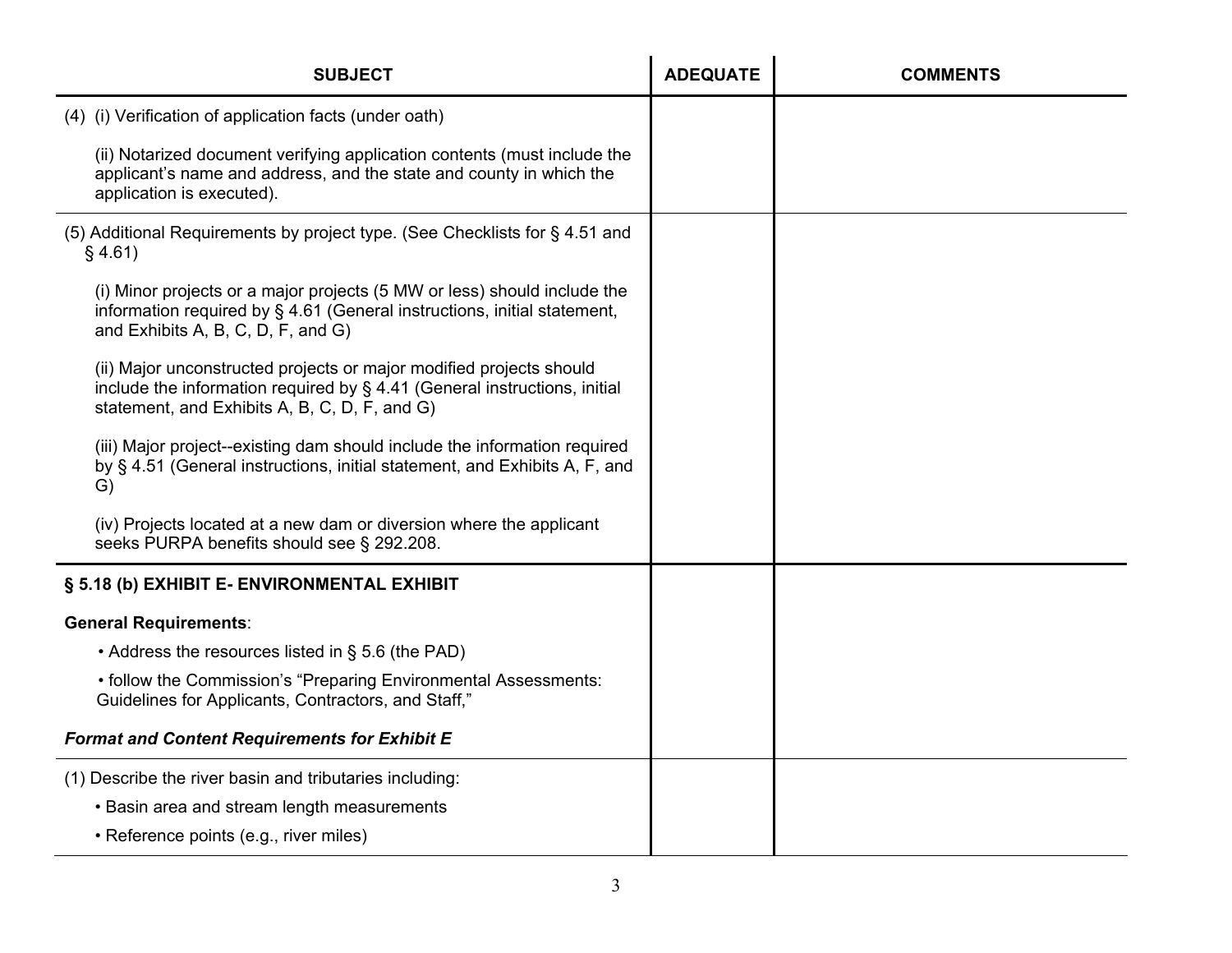| SUBJECT | ADEQUATE | COMMENTS |
|---|---|---|
| (4) (i) Verification of application facts (under oath)<br><br>(ii) Notarized document verifying application contents (must include the applicant's name and address, and the state and county in which the application is executed). | | |
| (5) Additional Requirements by project type. (See Checklists for § 4.51 and § 4.61)<br><br>(i) Minor projects or a major projects (5 MW or less) should include the information required by § 4.61 (General instructions, initial statement, and Exhibits A, B, C, D, F, and G)<br><br>(ii) Major unconstructed projects or major modified projects should include the information required by § 4.41 (General instructions, initial statement, and Exhibits A, B, C, D, F, and G)<br><br>(iii) Major project--existing dam should include the information required by § 4.51 (General instructions, initial statement, and Exhibits A, F, and G)<br><br>(iv) Projects located at a new dam or diversion where the applicant seeks PURPA benefits should see § 292.208. | | |
| **§ 5.18 (b) EXHIBIT E- ENVIRONMENTAL EXHIBIT**<br><br>**General Requirements**:<br><br>• Address the resources listed in § 5.6 (the PAD)<br><br>• follow the Commission's "Preparing Environmental Assessments: Guidelines for Applicants, Contractors, and Staff,"<br><br>***Format and Content Requirements for Exhibit E*** | | |
| (1) Describe the river basin and tributaries including:<br><br>• Basin area and stream length measurements<br><br>• Reference points (e.g., river miles) | | |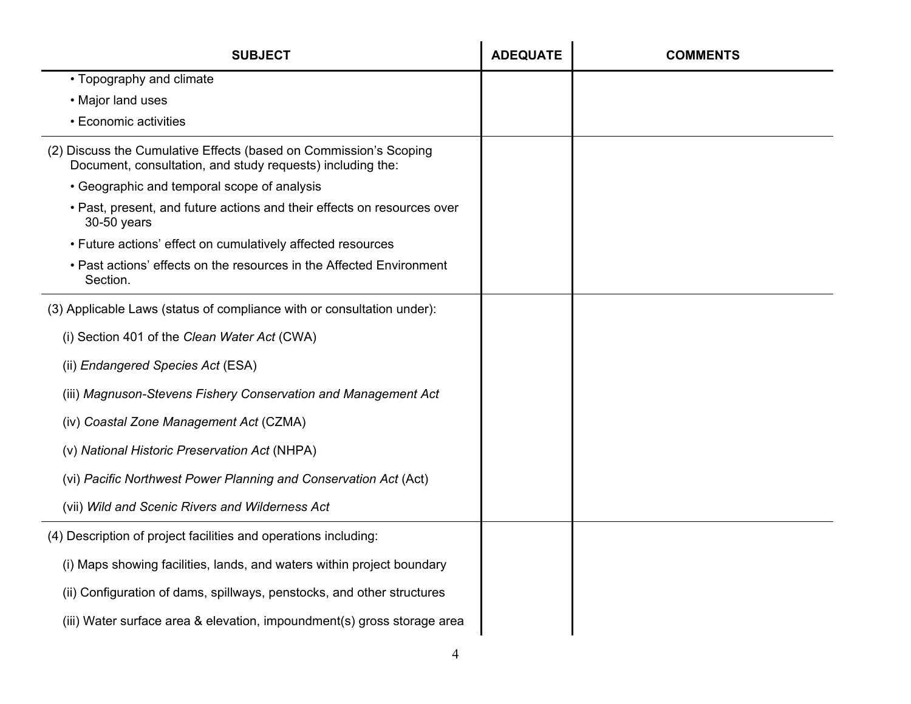| SUBJECT | ADEQUATE | COMMENTS |
|---|---|---|
| • Topography and climate<br>• Major land uses<br>• Economic activities | | |
| (2) Discuss the Cumulative Effects (based on Commission's Scoping Document, consultation, and study requests) including the:<br>• Geographic and temporal scope of analysis<br>• Past, present, and future actions and their effects on resources over 30-50 years<br>• Future actions' effect on cumulatively affected resources<br>• Past actions' effects on the resources in the Affected Environment Section. | | |
| (3) Applicable Laws (status of compliance with or consultation under):<br>(i) Section 401 of the *Clean Water Act* (CWA)<br>(ii) *Endangered Species Act* (ESA)<br>(iii) *Magnuson-Stevens Fishery Conservation and Management Act*<br>(iv) *Coastal Zone Management Act* (CZMA)<br>(v) *National Historic Preservation Act* (NHPA)<br>(vi) *Pacific Northwest Power Planning and Conservation Act* (Act)<br>(vii) *Wild and Scenic Rivers and Wilderness Act* | | |
| (4) Description of project facilities and operations including:<br>(i) Maps showing facilities, lands, and waters within project boundary<br>(ii) Configuration of dams, spillways, penstocks, and other structures<br>(iii) Water surface area & elevation, impoundment(s) gross storage area | | |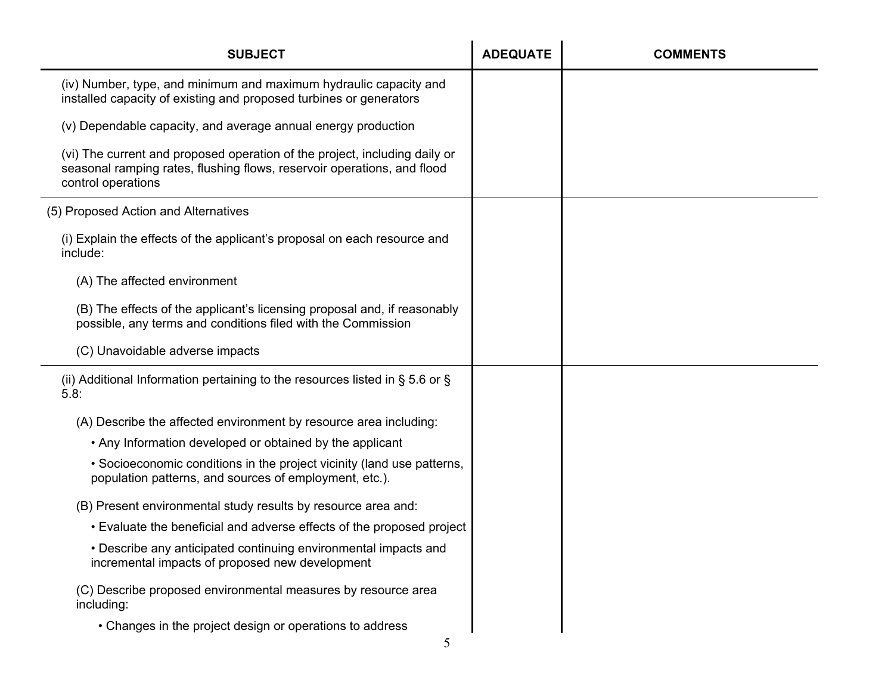| SUBJECT | ADEQUATE | COMMENTS |
|---|---|---|
| (iv) Number, type, and minimum and maximum hydraulic capacity and installed capacity of existing and proposed turbines or generators<br><br>(v) Dependable capacity, and average annual energy production<br><br>(vi) The current and proposed operation of the project, including daily or seasonal ramping rates, flushing flows, reservoir operations, and flood control operations | | |
| (5) Proposed Action and Alternatives<br><br>(i) Explain the effects of the applicant's proposal on each resource and include:<br><br>(A) The affected environment<br><br>(B) The effects of the applicant's licensing proposal and, if reasonably possible, any terms and conditions filed with the Commission<br><br>(C) Unavoidable adverse impacts | | |
| (ii) Additional Information pertaining to the resources listed in § 5.6 or § 5.8:<br><br>(A) Describe the affected environment by resource area including:<br><br>• Any Information developed or obtained by the applicant<br><br>• Socioeconomic conditions in the project vicinity (land use patterns, population patterns, and sources of employment, etc.).<br><br>(B) Present environmental study results by resource area and:<br><br>• Evaluate the beneficial and adverse effects of the proposed project<br><br>• Describe any anticipated continuing environmental impacts and incremental impacts of proposed new development<br><br>(C) Describe proposed environmental measures by resource area including:<br><br>• Changes in the project design or operations to address | | |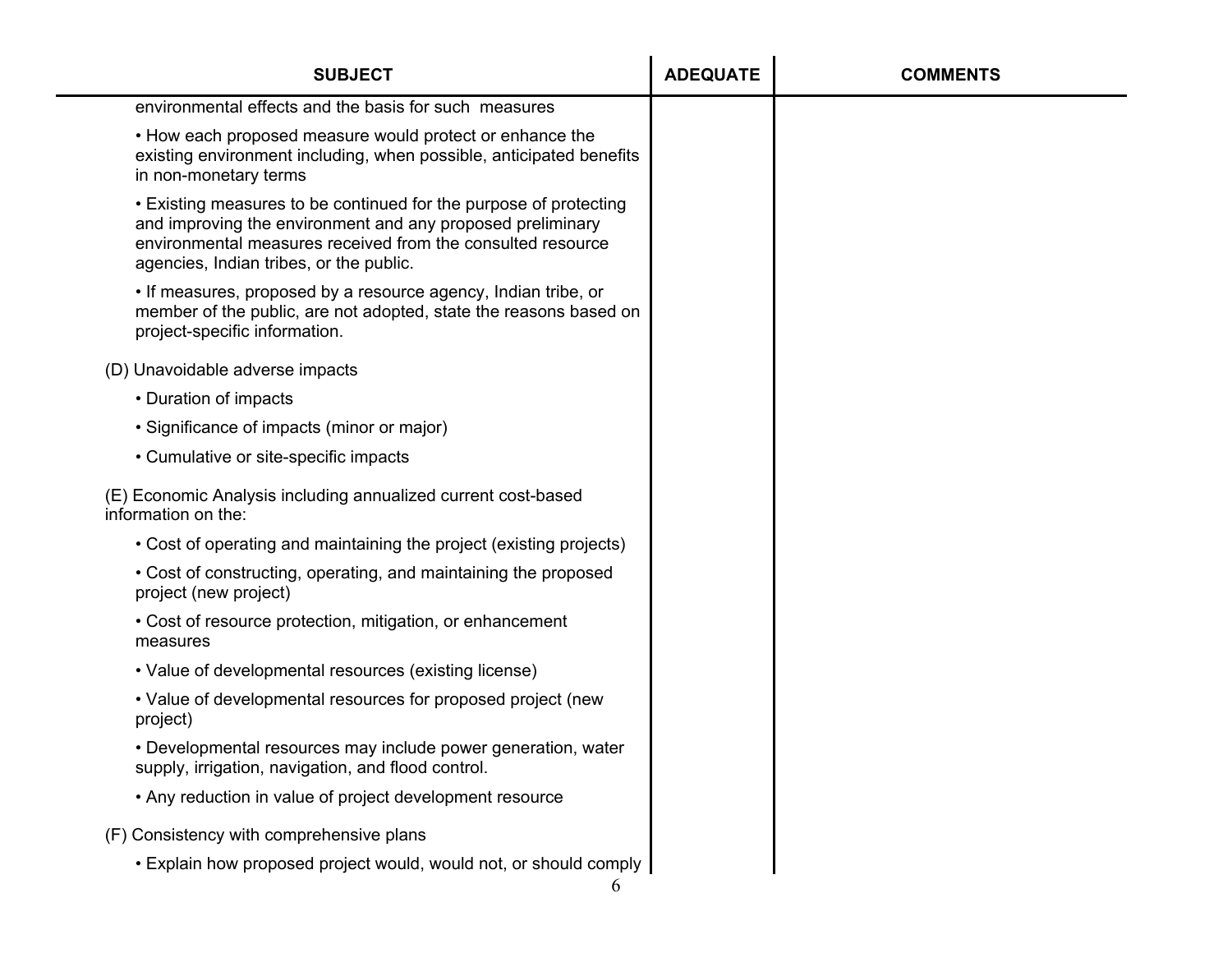| SUBJECT | ADEQUATE | COMMENTS |
|---|---|---|
| environmental effects and the basis for such measures | | |
| • How each proposed measure would protect or enhance the existing environment including, when possible, anticipated benefits in non-monetary terms | | |
| • Existing measures to be continued for the purpose of protecting and improving the environment and any proposed preliminary environmental measures received from the consulted resource agencies, Indian tribes, or the public. | | |
| • If measures, proposed by a resource agency, Indian tribe, or member of the public, are not adopted, state the reasons based on project-specific information. | | |
| (D) Unavoidable adverse impacts | | |
| • Duration of impacts | | |
| • Significance of impacts (minor or major) | | |
| • Cumulative or site-specific impacts | | |
| (E) Economic Analysis including annualized current cost-based information on the: | | |
| • Cost of operating and maintaining the project (existing projects) | | |
| • Cost of constructing, operating, and maintaining the proposed project (new project) | | |
| • Cost of resource protection, mitigation, or enhancement measures | | |
| • Value of developmental resources (existing license) | | |
| • Value of developmental resources for proposed project (new project) | | |
| • Developmental resources may include power generation, water supply, irrigation, navigation, and flood control. | | |
| • Any reduction in value of project development resource | | |
| (F) Consistency with comprehensive plans | | |
| • Explain how proposed project would, would not, or should comply | | |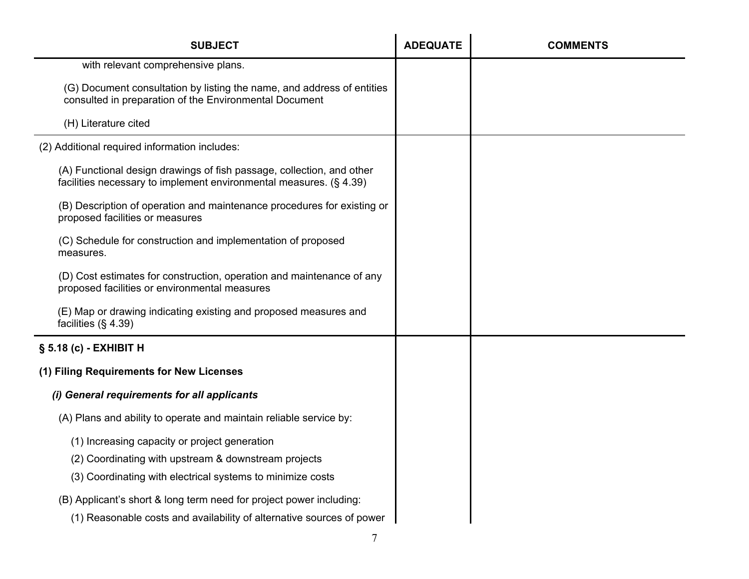| SUBJECT | ADEQUATE | COMMENTS |
|---|---|---|
| with relevant comprehensive plans. | | |
| (G) Document consultation by listing the name, and address of entities consulted in preparation of the Environmental Document | | |
| (H) Literature cited | | |
| (2) Additional required information includes: | | |
| (A) Functional design drawings of fish passage, collection, and other facilities necessary to implement environmental measures. (§ 4.39) | | |
| (B) Description of operation and maintenance procedures for existing or proposed facilities or measures | | |
| (C) Schedule for construction and implementation of proposed measures. | | |
| (D) Cost estimates for construction, operation and maintenance of any proposed facilities or environmental measures | | |
| (E) Map or drawing indicating existing and proposed measures and facilities (§ 4.39) | | |
| **§ 5.18 (c) - EXHIBIT H** | | |
| **(1) Filing Requirements for New Licenses** | | |
| ***(i) General requirements for all applicants*** | | |
| (A) Plans and ability to operate and maintain reliable service by: | | |
| (1) Increasing capacity or project generation | | |
| (2) Coordinating with upstream & downstream projects | | |
| (3) Coordinating with electrical systems to minimize costs | | |
| (B) Applicant's short & long term need for project power including: | | |
| (1) Reasonable costs and availability of alternative sources of power | | |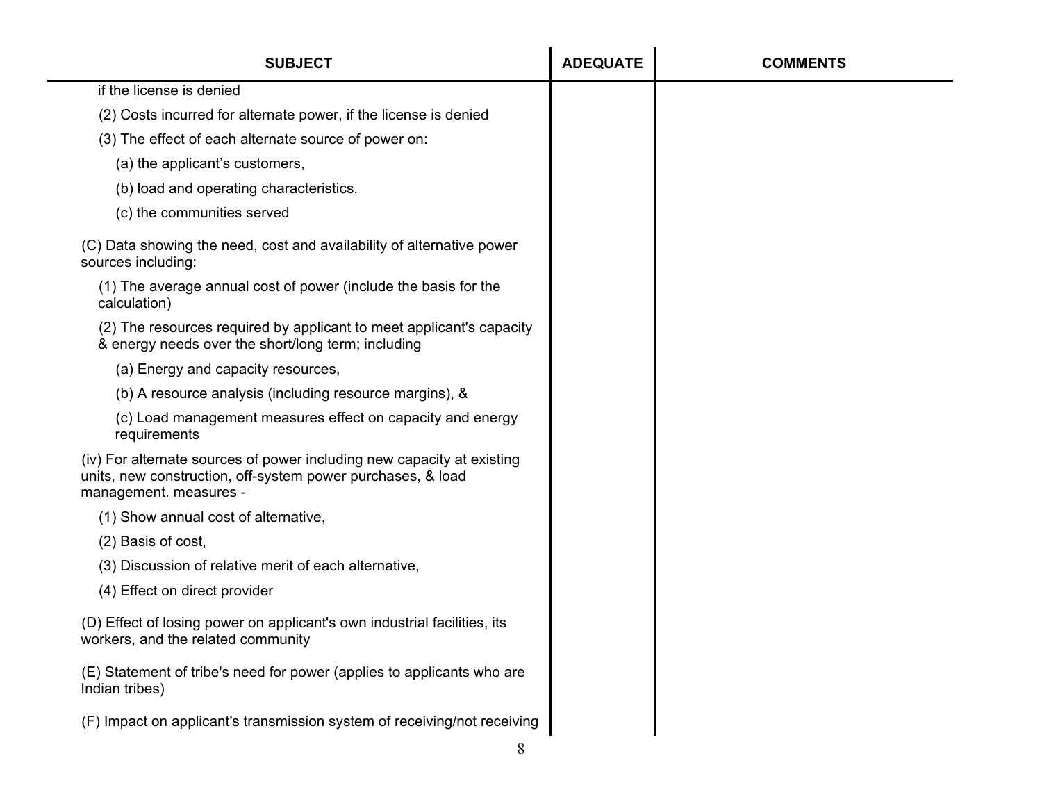| SUBJECT | ADEQUATE | COMMENTS |
|---|---|---|
| if the license is denied | | |
| (2) Costs incurred for alternate power, if the license is denied | | |
| (3) The effect of each alternate source of power on: | | |
| (a) the applicant's customers, | | |
| (b) load and operating characteristics, | | |
| (c) the communities served | | |
| (C) Data showing the need, cost and availability of alternative power sources including: | | |
| (1) The average annual cost of power (include the basis for the calculation) | | |
| (2) The resources required by applicant to meet applicant's capacity & energy needs over the short/long term; including | | |
| (a) Energy and capacity resources, | | |
| (b) A resource analysis (including resource margins), & | | |
| (c) Load management measures effect on capacity and energy requirements | | |
| (iv) For alternate sources of power including new capacity at existing units, new construction, off-system power purchases, & load management. measures - | | |
| (1) Show annual cost of alternative, | | |
| (2) Basis of cost, | | |
| (3) Discussion of relative merit of each alternative, | | |
| (4) Effect on direct provider | | |
| (D) Effect of losing power on applicant's own industrial facilities, its workers, and the related community | | |
| (E) Statement of tribe's need for power (applies to applicants who are Indian tribes) | | |
| (F) Impact on applicant's transmission system of receiving/not receiving | | |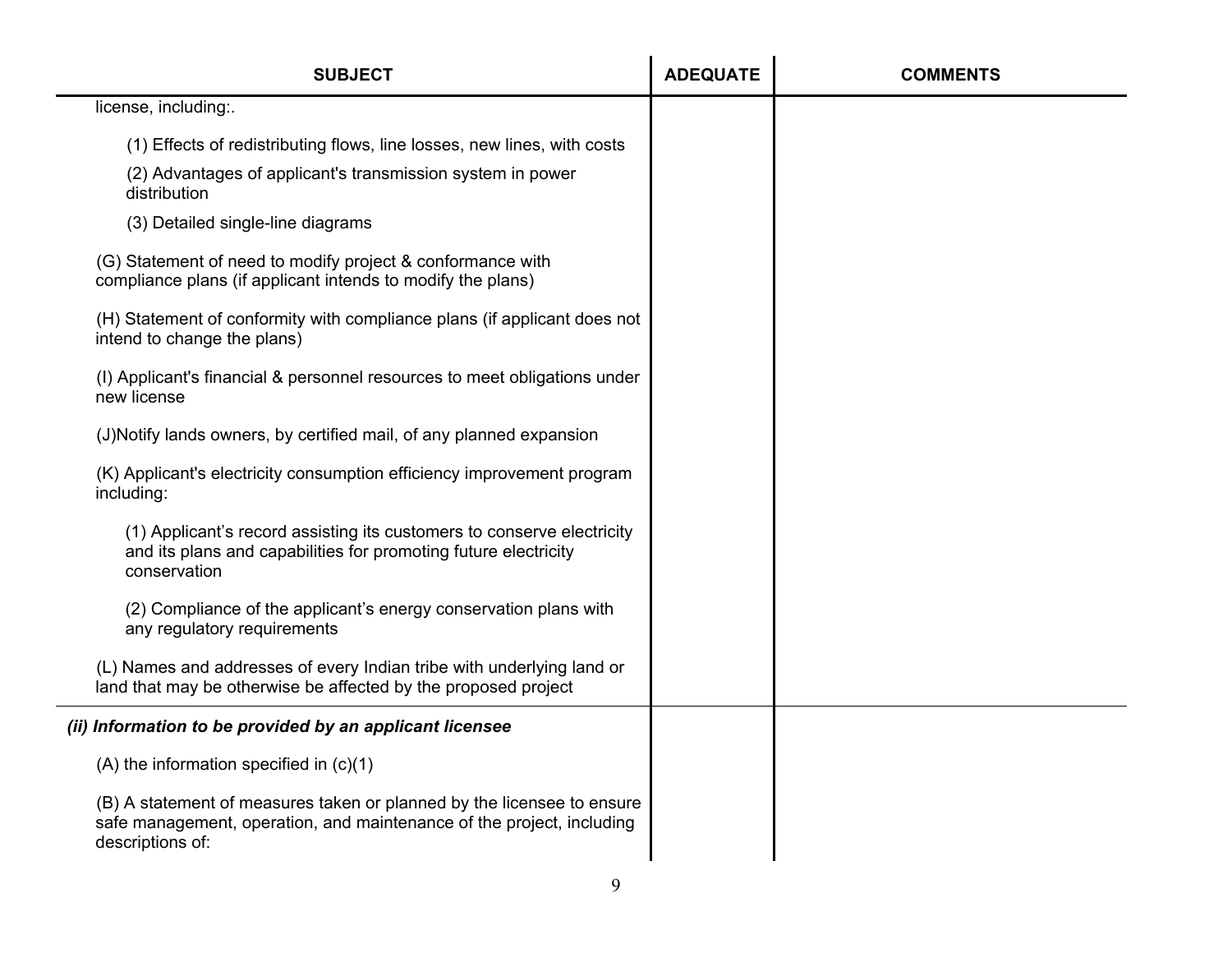| SUBJECT | ADEQUATE | COMMENTS |
|---|---|---|
| license, including:. | | |
| (1) Effects of redistributing flows, line losses, new lines, with costs | | |
| (2) Advantages of applicant's transmission system in power distribution | | |
| (3) Detailed single-line diagrams | | |
| (G) Statement of need to modify project & conformance with compliance plans (if applicant intends to modify the plans) | | |
| (H) Statement of conformity with compliance plans (if applicant does not intend to change the plans) | | |
| (I) Applicant's financial & personnel resources to meet obligations under new license | | |
| (J)Notify lands owners, by certified mail, of any planned expansion | | |
| (K) Applicant's electricity consumption efficiency improvement program including: | | |
| (1) Applicant's record assisting its customers to conserve electricity and its plans and capabilities for promoting future electricity conservation | | |
| (2) Compliance of the applicant's energy conservation plans with any regulatory requirements | | |
| (L) Names and addresses of every Indian tribe with underlying land or land that may be otherwise be affected by the proposed project | | |
| ***(ii) Information to be provided by an applicant licensee*** | | |
| (A) the information specified in (c)(1) | | |
| (B) A statement of measures taken or planned by the licensee to ensure safe management, operation, and maintenance of the project, including descriptions of: | | |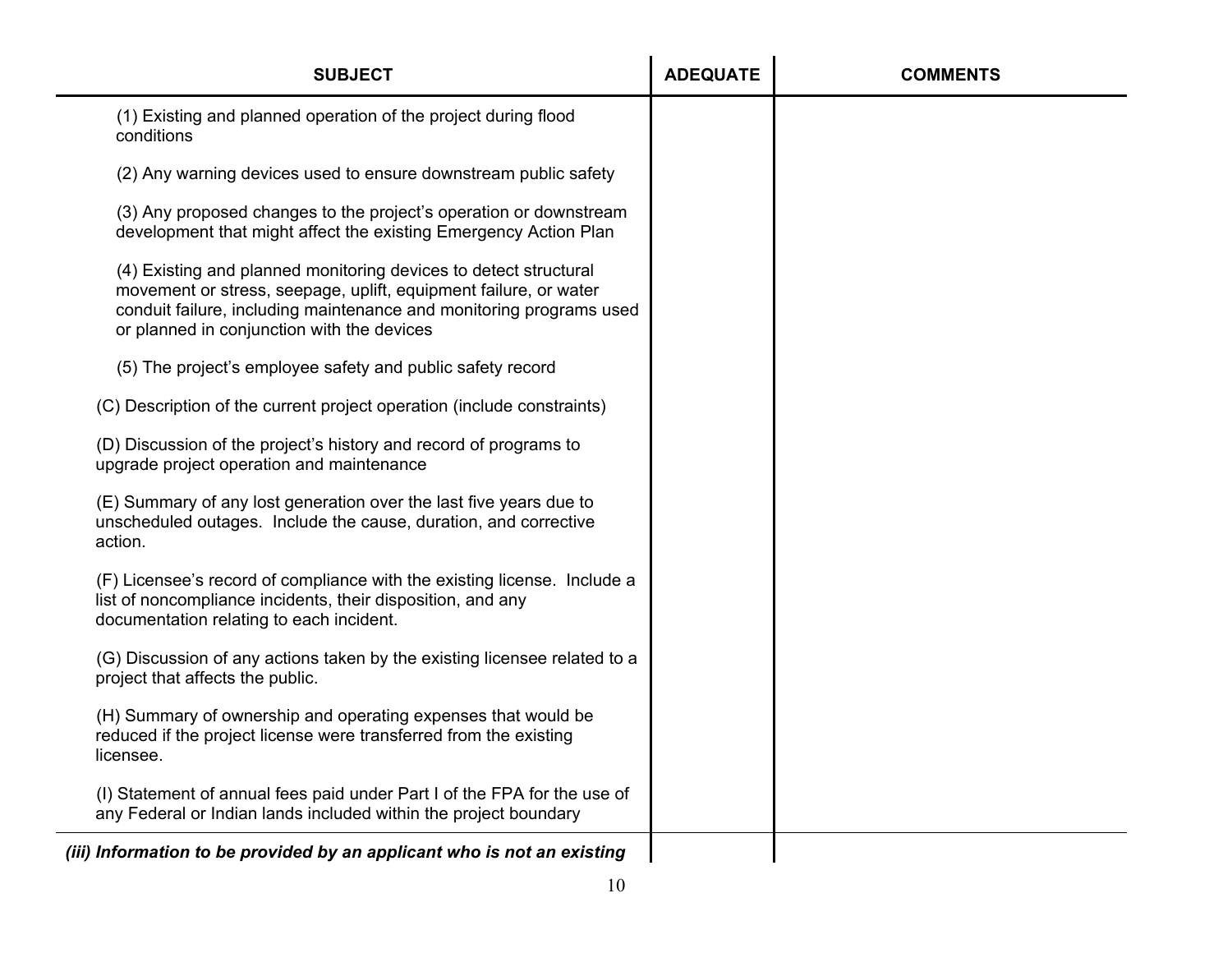| SUBJECT | ADEQUATE | COMMENTS |
|---|---|---|
| (1) Existing and planned operation of the project during flood conditions | | |
| (2) Any warning devices used to ensure downstream public safety | | |
| (3) Any proposed changes to the project's operation or downstream development that might affect the existing Emergency Action Plan | | |
| (4) Existing and planned monitoring devices to detect structural movement or stress, seepage, uplift, equipment failure, or water conduit failure, including maintenance and monitoring programs used or planned in conjunction with the devices | | |
| (5) The project's employee safety and public safety record | | |
| (C) Description of the current project operation (include constraints) | | |
| (D) Discussion of the project's history and record of programs to upgrade project operation and maintenance | | |
| (E) Summary of any lost generation over the last five years due to unscheduled outages. Include the cause, duration, and corrective action. | | |
| (F) Licensee's record of compliance with the existing license. Include a list of noncompliance incidents, their disposition, and any documentation relating to each incident. | | |
| (G) Discussion of any actions taken by the existing licensee related to a project that affects the public. | | |
| (H) Summary of ownership and operating expenses that would be reduced if the project license were transferred from the existing licensee. | | |
| (I) Statement of annual fees paid under Part I of the FPA for the use of any Federal or Indian lands included within the project boundary | | |
| ***(iii) Information to be provided by an applicant who is not an existing*** | | |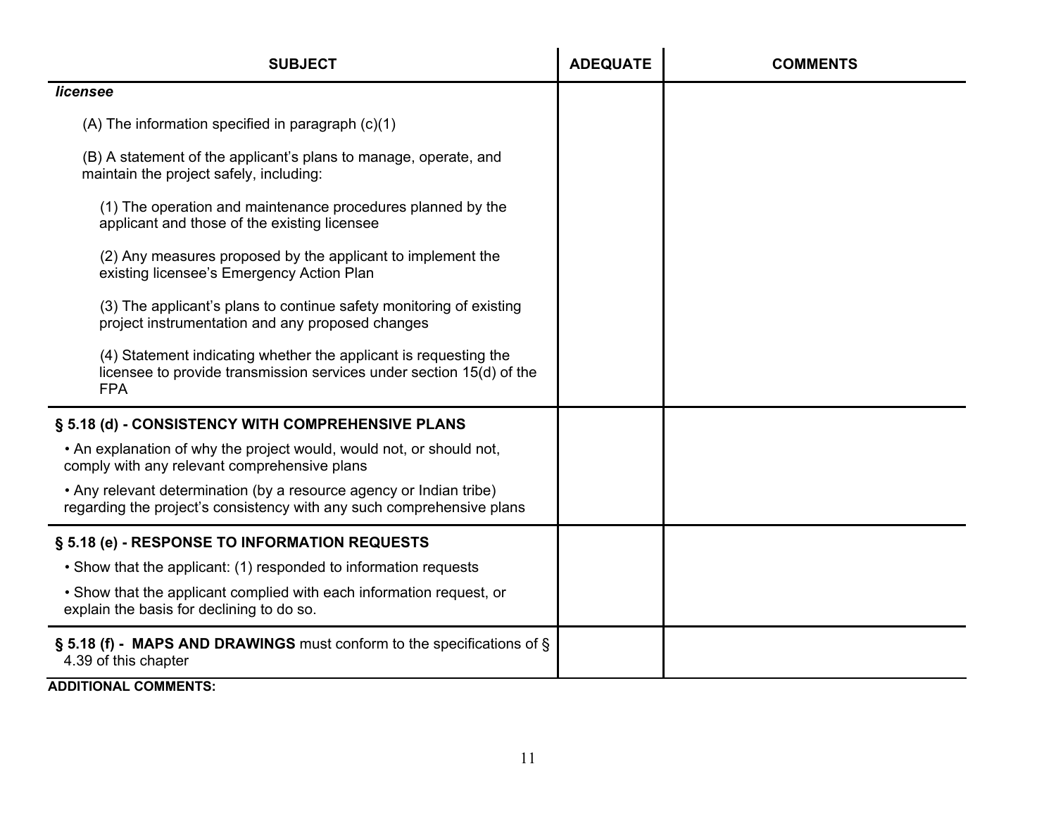| SUBJECT | ADEQUATE | COMMENTS |
|---|---|---|
| ***licensee*** | | |
| (A) The information specified in paragraph (c)(1) | | |
| (B) A statement of the applicant's plans to manage, operate, and maintain the project safely, including: | | |
| (1) The operation and maintenance procedures planned by the applicant and those of the existing licensee | | |
| (2) Any measures proposed by the applicant to implement the existing licensee's Emergency Action Plan | | |
| (3) The applicant's plans to continue safety monitoring of existing project instrumentation and any proposed changes | | |
| (4) Statement indicating whether the applicant is requesting the licensee to provide transmission services under section 15(d) of the FPA | | |
| **§ 5.18 (d) - CONSISTENCY WITH COMPREHENSIVE PLANS** | | |
| • An explanation of why the project would, would not, or should not, comply with any relevant comprehensive plans | | |
| • Any relevant determination (by a resource agency or Indian tribe) regarding the project's consistency with any such comprehensive plans | | |
| **§ 5.18 (e) - RESPONSE TO INFORMATION REQUESTS** | | |
| • Show that the applicant: (1) responded to information requests | | |
| • Show that the applicant complied with each information request, or explain the basis for declining to do so. | | |
| **§ 5.18 (f) - MAPS AND DRAWINGS** must conform to the specifications of § 4.39 of this chapter | | |

**ADDITIONAL COMMENTS:**